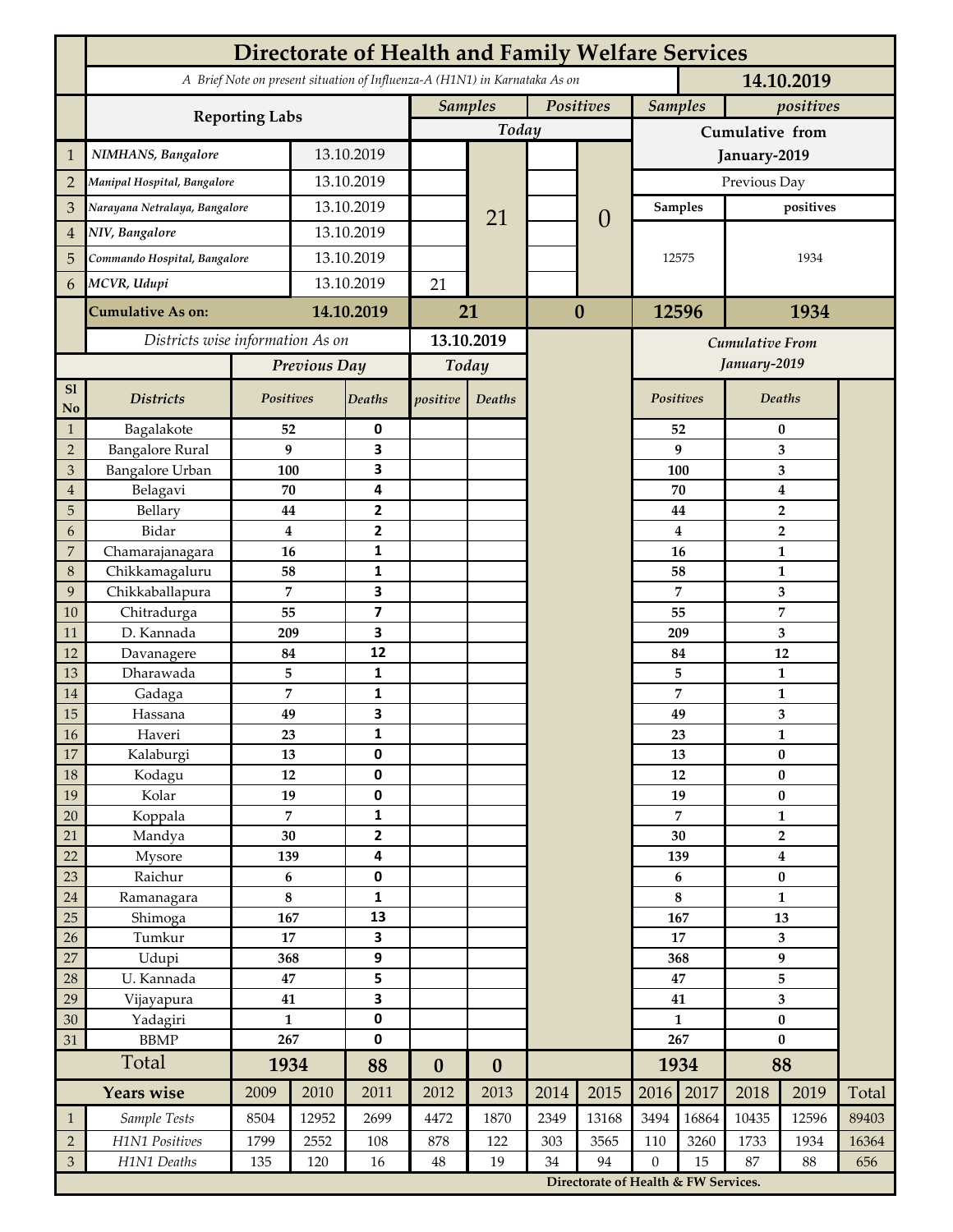# Directorate of Health and Family Welfare Services

*A Brief Note on present situation of Influenza-A (H1N1) in Karnataka As on* **14.10.2019**

| | Reporting Labs | | Samples Today | | Positives Today | | Samples Cumulative from January-2019 | positives Cumulative from January-2019 |
|---|---|---|---|---|---|---|---|---|
| | | | | | | | Previous Day | |
| | | | | | | | Samples | positives |
| 1 | *NIMHANS, Bangalore* | 13.10.2019 | | 21 | | 0 | 12575 | 1934 |
| 2 | *Manipal Hospital, Bangalore* | 13.10.2019 | | | | | | |
| 3 | *Narayana Netralaya, Bangalore* | 13.10.2019 | | | | | | |
| 4 | *NIV, Bangalore* | 13.10.2019 | | | | | | |
| 5 | *Commando Hospital, Bangalore* | 13.10.2019 | | | | | | |
| 6 | *MCVR, Udupi* | 13.10.2019 | 21 | | | | | |
| | **Cumulative As on:** | **14.10.2019** | **21** | | **0** | | **12596** | **1934** |

*Districts wise information As on* **13.10.2019**

| Sl No | Districts | Previous Day Positives | Previous Day Deaths | Today positive | Today Deaths | Cumulative From January-2019 Positives | Cumulative From January-2019 Deaths |
|---|---|---|---|---|---|---|---|
| 1 | Bagalakote | 52 | 0 | | | 52 | 0 |
| 2 | Bangalore Rural | 9 | 3 | | | 9 | 3 |
| 3 | Bangalore Urban | 100 | 3 | | | 100 | 3 |
| 4 | Belagavi | 70 | 4 | | | 70 | 4 |
| 5 | Bellary | 44 | 2 | | | 44 | 2 |
| 6 | Bidar | 4 | 2 | | | 4 | 2 |
| 7 | Chamarajanagara | 16 | 1 | | | 16 | 1 |
| 8 | Chikkamagaluru | 58 | 1 | | | 58 | 1 |
| 9 | Chikkaballapura | 7 | 3 | | | 7 | 3 |
| 10 | Chitradurga | 55 | 7 | | | 55 | 7 |
| 11 | D. Kannada | 209 | 3 | | | 209 | 3 |
| 12 | Davanagere | 84 | 12 | | | 84 | 12 |
| 13 | Dharawada | 5 | 1 | | | 5 | 1 |
| 14 | Gadaga | 7 | 1 | | | 7 | 1 |
| 15 | Hassana | 49 | 3 | | | 49 | 3 |
| 16 | Haveri | 23 | 1 | | | 23 | 1 |
| 17 | Kalaburgi | 13 | 0 | | | 13 | 0 |
| 18 | Kodagu | 12 | 0 | | | 12 | 0 |
| 19 | Kolar | 19 | 0 | | | 19 | 0 |
| 20 | Koppala | 7 | 1 | | | 7 | 1 |
| 21 | Mandya | 30 | 2 | | | 30 | 2 |
| 22 | Mysore | 139 | 4 | | | 139 | 4 |
| 23 | Raichur | 6 | 0 | | | 6 | 0 |
| 24 | Ramanagara | 8 | 1 | | | 8 | 1 |
| 25 | Shimoga | 167 | 13 | | | 167 | 13 |
| 26 | Tumkur | 17 | 3 | | | 17 | 3 |
| 27 | Udupi | 368 | 9 | | | 368 | 9 |
| 28 | U. Kannada | 47 | 5 | | | 47 | 5 |
| 29 | Vijayapura | 41 | 3 | | | 41 | 3 |
| 30 | Yadagiri | 1 | 0 | | | 1 | 0 |
| 31 | BBMP | 267 | 0 | | | 267 | 0 |
| | **Total** | **1934** | **88** | **0** | **0** | **1934** | **88** |

| | Years wise | 2009 | 2010 | 2011 | 2012 | 2013 | 2014 | 2015 | 2016 | 2017 | 2018 | 2019 | Total |
|---|---|---|---|---|---|---|---|---|---|---|---|---|---|
| 1 | *Sample Tests* | 8504 | 12952 | 2699 | 4472 | 1870 | 2349 | 13168 | 3494 | 16864 | 10435 | 12596 | 89403 |
| 2 | *H1N1 Positives* | 1799 | 2552 | 108 | 878 | 122 | 303 | 3565 | 110 | 3260 | 1733 | 1934 | 16364 |
| 3 | *H1N1 Deaths* | 135 | 120 | 16 | 48 | 19 | 34 | 94 | 0 | 15 | 87 | 88 | 656 |

**Directorate of Health & FW Services.**